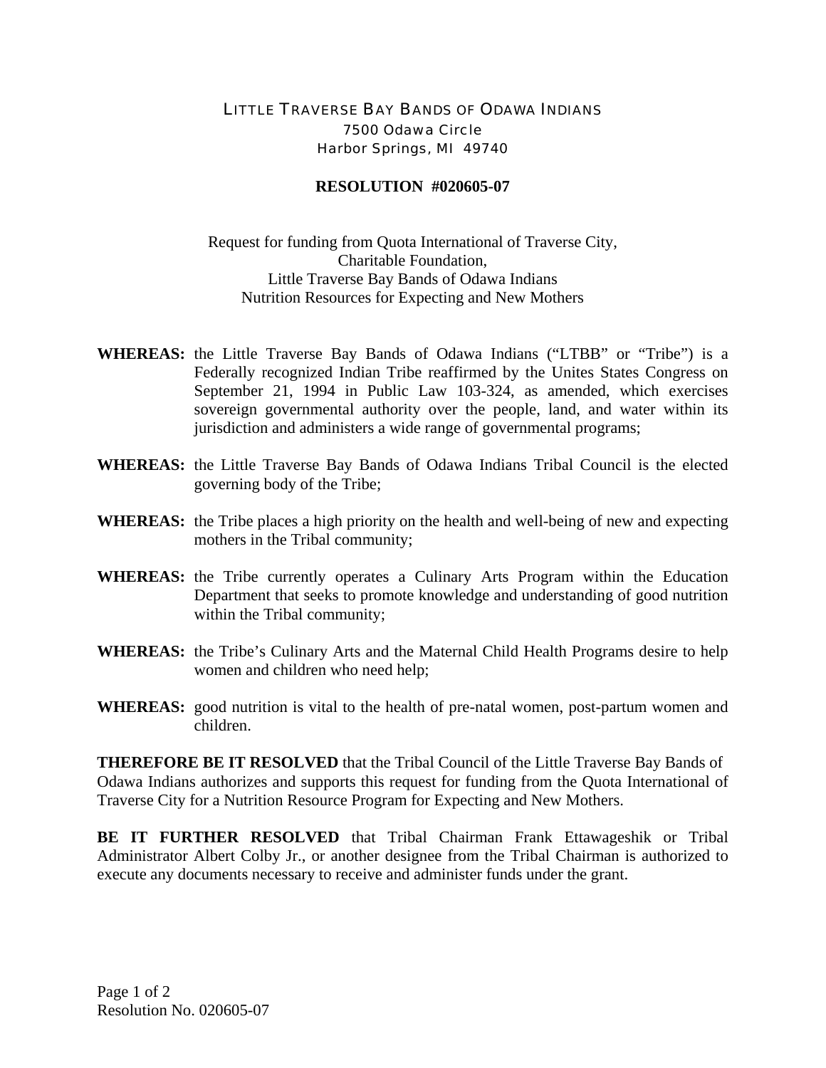LITTLE TRAVERSE BAY BANDS OF ODAWA INDIANS
7500 Odawa Circle
Harbor Springs, MI 49740

**RESOLUTION #020605-07**

Request for funding from Quota International of Traverse City,
Charitable Foundation,
Little Traverse Bay Bands of Odawa Indians
Nutrition Resources for Expecting and New Mothers

**WHEREAS:** the Little Traverse Bay Bands of Odawa Indians ("LTBB" or "Tribe") is a Federally recognized Indian Tribe reaffirmed by the Unites States Congress on September 21, 1994 in Public Law 103-324, as amended, which exercises sovereign governmental authority over the people, land, and water within its jurisdiction and administers a wide range of governmental programs;

**WHEREAS:** the Little Traverse Bay Bands of Odawa Indians Tribal Council is the elected governing body of the Tribe;

**WHEREAS:** the Tribe places a high priority on the health and well-being of new and expecting mothers in the Tribal community;

**WHEREAS:** the Tribe currently operates a Culinary Arts Program within the Education Department that seeks to promote knowledge and understanding of good nutrition within the Tribal community;

**WHEREAS:** the Tribe's Culinary Arts and the Maternal Child Health Programs desire to help women and children who need help;

**WHEREAS:** good nutrition is vital to the health of pre-natal women, post-partum women and children.

**THEREFORE BE IT RESOLVED** that the Tribal Council of the Little Traverse Bay Bands of Odawa Indians authorizes and supports this request for funding from the Quota International of Traverse City for a Nutrition Resource Program for Expecting and New Mothers.

**BE IT FURTHER RESOLVED** that Tribal Chairman Frank Ettawageshik or Tribal Administrator Albert Colby Jr., or another designee from the Tribal Chairman is authorized to execute any documents necessary to receive and administer funds under the grant.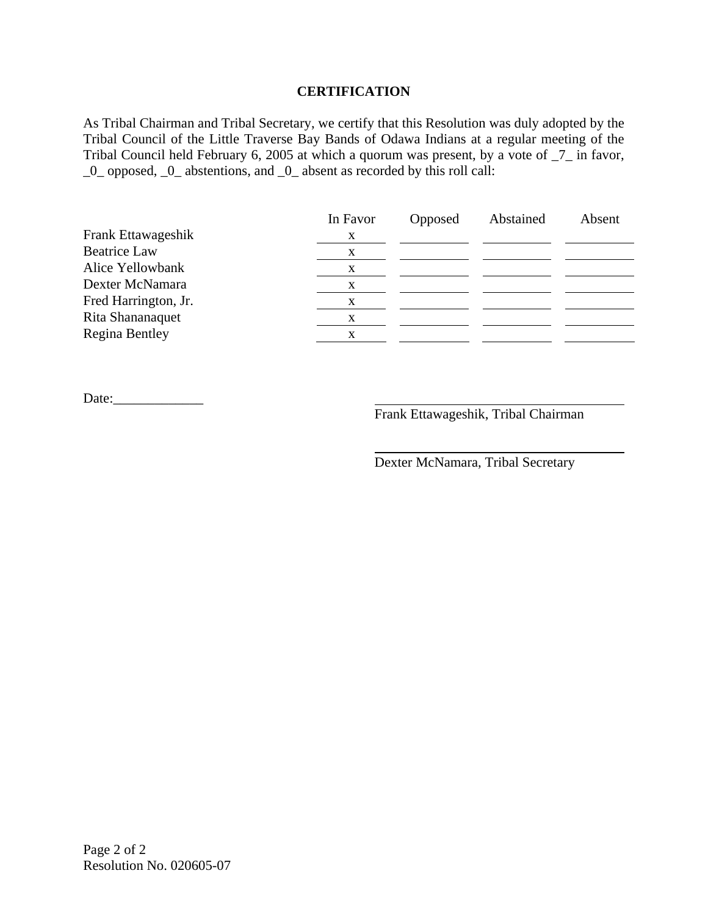**CERTIFICATION**

As Tribal Chairman and Tribal Secretary, we certify that this Resolution was duly adopted by the Tribal Council of the Little Traverse Bay Bands of Odawa Indians at a regular meeting of the Tribal Council held February 6, 2005 at which a quorum was present, by a vote of _7_ in favor, _0_ opposed, _0_ abstentions, and _0_ absent as recorded by this roll call:

| | In Favor | Opposed | Abstained | Absent |
|---|---|---|---|---|
| Frank Ettawageshik | x | | | |
| Beatrice Law | x | | | |
| Alice Yellowbank | x | | | |
| Dexter McNamara | x | | | |
| Fred Harrington, Jr. | x | | | |
| Rita Shananaquet | x | | | |
| Regina Bentley | x | | | |

Date:_____________

Frank Ettawageshik, Tribal Chairman

Dexter McNamara, Tribal Secretary

Resolution No. 020605-07